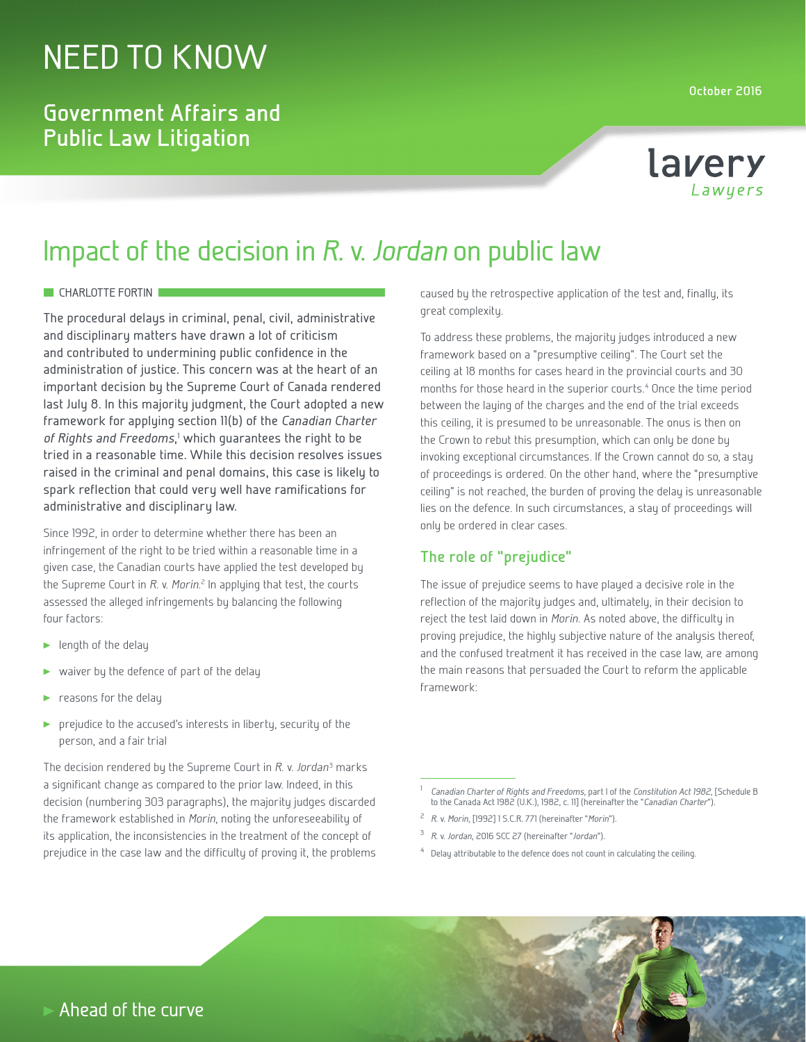# NEED TO KNOW

## Government Affairs and Public Law Litigation

October 2016

lavery Lawyers

# Impact of the decision in *R.* v. *Jordan* on public law

CHARLOTTE FORTIN

**The procedural delays in criminal, penal, civil, administrative and disciplinary matters have drawn a lot of criticism and contributed to undermining public confidence in the administration of justice. This concern was at the heart of an important decision by the Supreme Court of Canada rendered last July 8. In this majority judgment, the Court adopted a new framework for applying section 11(b) of the *Canadian Charter of Rights and Freedoms*,[1] which guarantees the right to be tried in a reasonable time. While this decision resolves issues raised in the criminal and penal domains, this case is likely to spark reflection that could very well have ramifications for administrative and disciplinary law.**

Since 1992, in order to determine whether there has been an infringement of the right to be tried within a reasonable time in a given case, the Canadian courts have applied the test developed by the Supreme Court in *R.* v. *Morin*.[2] In applying that test, the courts assessed the alleged infringements by balancing the following four factors:

- length of the delay
- waiver by the defence of part of the delay
- reasons for the delay
- prejudice to the accused's interests in liberty, security of the person, and a fair trial

The decision rendered by the Supreme Court in *R.* v. *Jordan*[3] marks a significant change as compared to the prior law. Indeed, in this decision (numbering 303 paragraphs), the majority judges discarded the framework established in *Morin*, noting the unforeseeability of its application, the inconsistencies in the treatment of the concept of prejudice in the case law and the difficulty of proving it, the problems caused by the retrospective application of the test and, finally, its great complexity.

To address these problems, the majority judges introduced a new framework based on a "presumptive ceiling". The Court set the ceiling at 18 months for cases heard in the provincial courts and 30 months for those heard in the superior courts.[4] Once the time period between the laying of the charges and the end of the trial exceeds this ceiling, it is presumed to be unreasonable. The onus is then on the Crown to rebut this presumption, which can only be done by invoking exceptional circumstances. If the Crown cannot do so, a stay of proceedings is ordered. On the other hand, where the "presumptive ceiling" is not reached, the burden of proving the delay is unreasonable lies on the defence. In such circumstances, a stay of proceedings will only be ordered in clear cases.

## The role of "prejudice"

The issue of prejudice seems to have played a decisive role in the reflection of the majority judges and, ultimately, in their decision to reject the test laid down in *Morin*. As noted above, the difficulty in proving prejudice, the highly subjective nature of the analysis thereof, and the confused treatment it has received in the case law, are among the main reasons that persuaded the Court to reform the applicable framework:

---

[1] *Canadian Charter of Rights and Freedoms*, part I of the *Constitution Act 1982*, [Schedule B to the Canada Act 1982 (U.K.), 1982, c. 11] (hereinafter the "*Canadian Charter*").

[2] *R.* v. *Morin*, [1992] 1 S.C.R. 771 (hereinafter "*Morin*").

[3] *R.* v. *Jordan*, 2016 SCC 27 (hereinafter "*Jordan*").

[4] Delay attributable to the defence does not count in calculating the ceiling.

Ahead of the curve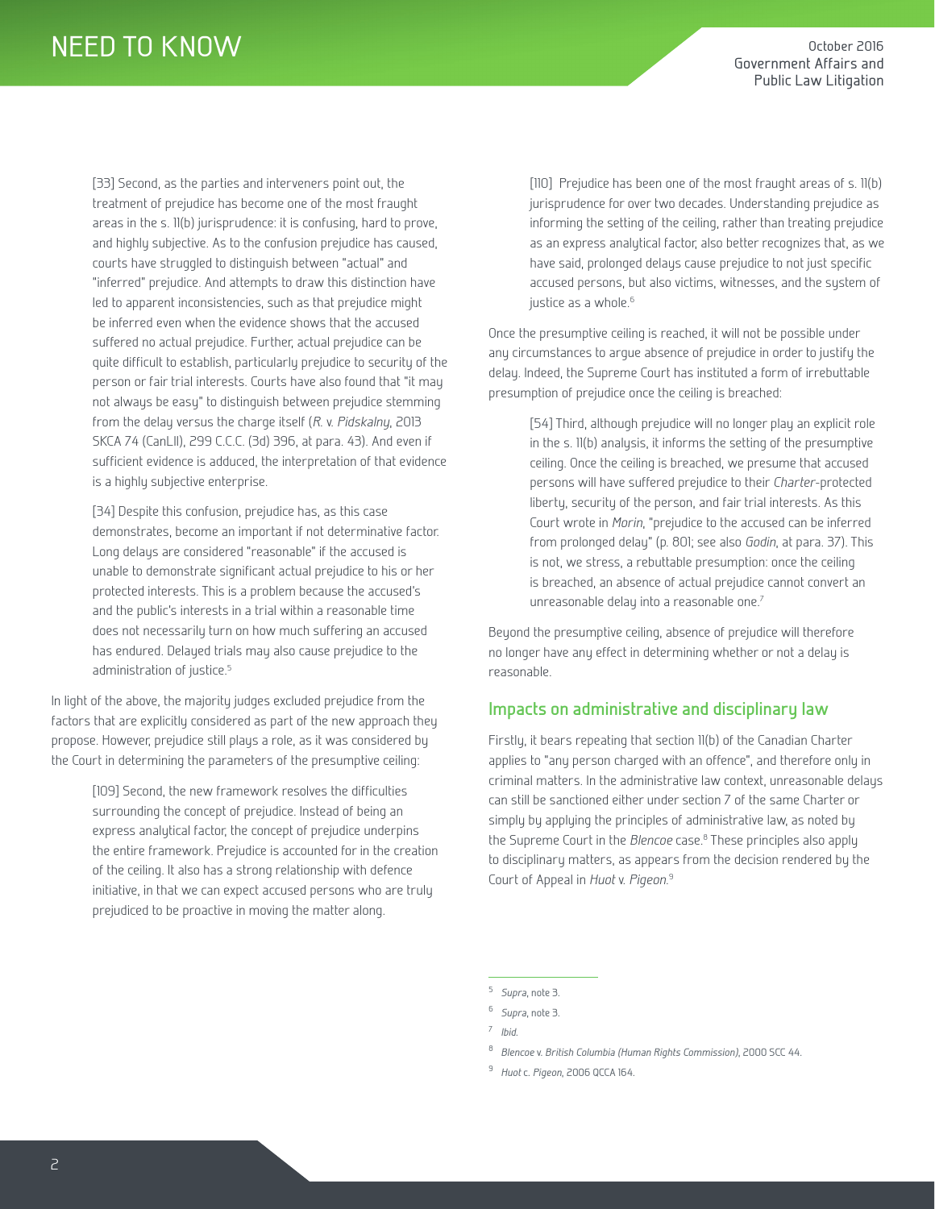> [33] Second, as the parties and interveners point out, the treatment of prejudice has become one of the most fraught areas in the s. 11(b) jurisprudence: it is confusing, hard to prove, and highly subjective. As to the confusion prejudice has caused, courts have struggled to distinguish between "actual" and "inferred" prejudice. And attempts to draw this distinction have led to apparent inconsistencies, such as that prejudice might be inferred even when the evidence shows that the accused suffered no actual prejudice. Further, actual prejudice can be quite difficult to establish, particularly prejudice to security of the person or fair trial interests. Courts have also found that "it may not always be easy" to distinguish between prejudice stemming from the delay versus the charge itself (*R.* v. *Pidskalny*, 2013 SKCA 74 (CanLII), 299 C.C.C. (3d) 396, at para. 43). And even if sufficient evidence is adduced, the interpretation of that evidence is a highly subjective enterprise.
>
> [34] Despite this confusion, prejudice has, as this case demonstrates, become an important if not determinative factor. Long delays are considered "reasonable" if the accused is unable to demonstrate significant actual prejudice to his or her protected interests. This is a problem because the accused's and the public's interests in a trial within a reasonable time does not necessarily turn on how much suffering an accused has endured. Delayed trials may also cause prejudice to the administration of justice.[5]

In light of the above, the majority judges excluded prejudice from the factors that are explicitly considered as part of the new approach they propose. However, prejudice still plays a role, as it was considered by the Court in determining the parameters of the presumptive ceiling:

> [109] Second, the new framework resolves the difficulties surrounding the concept of prejudice. Instead of being an express analytical factor, the concept of prejudice underpins the entire framework. Prejudice is accounted for in the creation of the ceiling. It also has a strong relationship with defence initiative, in that we can expect accused persons who are truly prejudiced to be proactive in moving the matter along.
>
> [110] Prejudice has been one of the most fraught areas of s. 11(b) jurisprudence for over two decades. Understanding prejudice as informing the setting of the ceiling, rather than treating prejudice as an express analytical factor, also better recognizes that, as we have said, prolonged delays cause prejudice to not just specific accused persons, but also victims, witnesses, and the system of justice as a whole.[6]

Once the presumptive ceiling is reached, it will not be possible under any circumstances to argue absence of prejudice in order to justify the delay. Indeed, the Supreme Court has instituted a form of irrebuttable presumption of prejudice once the ceiling is breached:

> [54] Third, although prejudice will no longer play an explicit role in the s. 11(b) analysis, it informs the setting of the presumptive ceiling. Once the ceiling is breached, we presume that accused persons will have suffered prejudice to their *Charter*-protected liberty, security of the person, and fair trial interests. As this Court wrote in *Morin*, "prejudice to the accused can be inferred from prolonged delay" (p. 801; see also *Godin*, at para. 37). This is not, we stress, a rebuttable presumption: once the ceiling is breached, an absence of actual prejudice cannot convert an unreasonable delay into a reasonable one.[7]

Beyond the presumptive ceiling, absence of prejudice will therefore no longer have any effect in determining whether or not a delay is reasonable.

## Impacts on administrative and disciplinary law

Firstly, it bears repeating that section 11(b) of the Canadian Charter applies to "any person charged with an offence", and therefore only in criminal matters. In the administrative law context, unreasonable delays can still be sanctioned either under section 7 of the same Charter or simply by applying the principles of administrative law, as noted by the Supreme Court in the *Blencoe* case.[8] These principles also apply to disciplinary matters, as appears from the decision rendered by the Court of Appeal in *Huot* v. *Pigeon*.[9]

---

[5] *Supra*, note 3.

[6] *Supra*, note 3.

[7] *Ibid.*

[8] *Blencoe* v. *British Columbia (Human Rights Commission)*, 2000 SCC 44.

[9] *Huot* c. *Pigeon*, 2006 QCCA 164.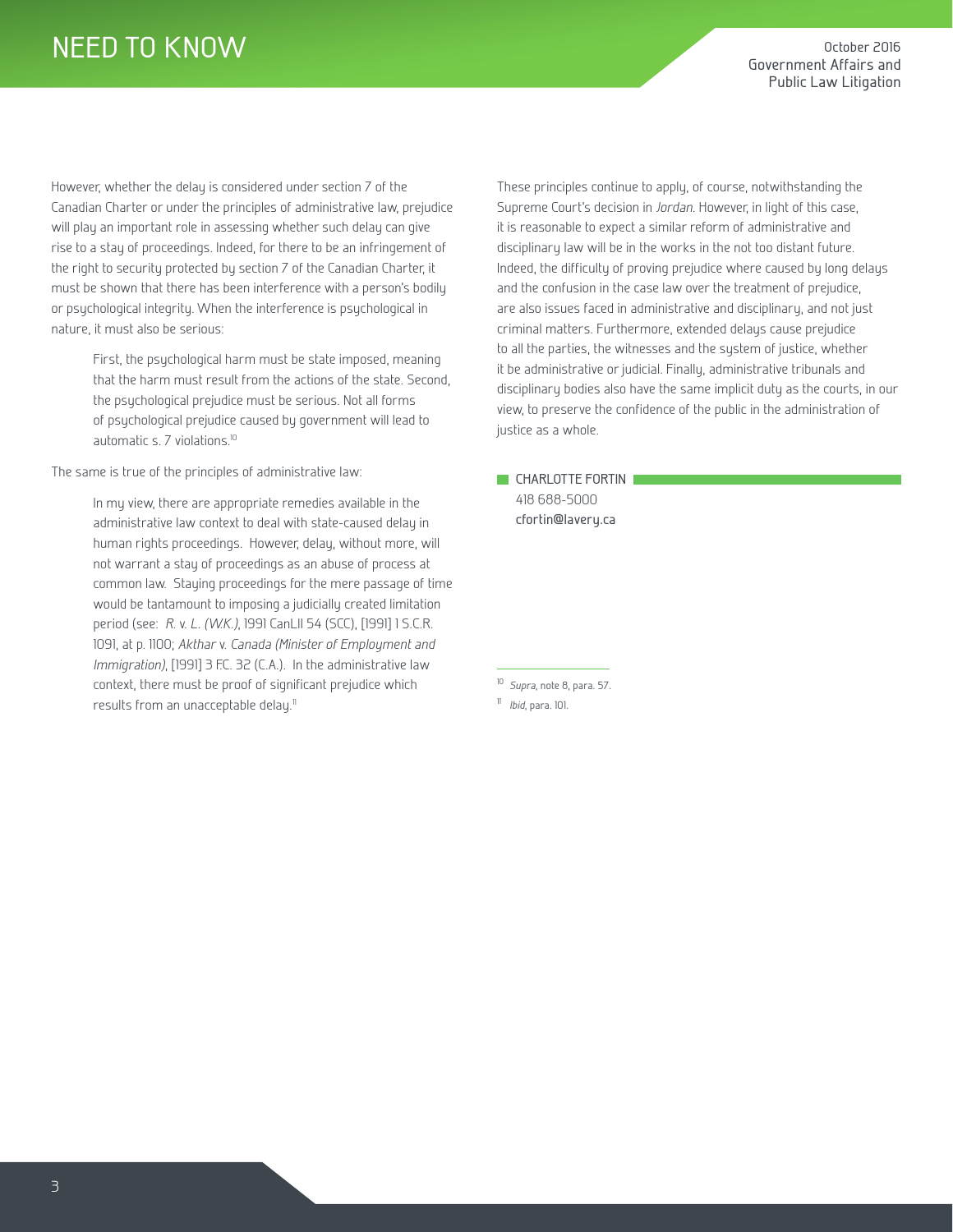However, whether the delay is considered under section 7 of the Canadian Charter or under the principles of administrative law, prejudice will play an important role in assessing whether such delay can give rise to a stay of proceedings. Indeed, for there to be an infringement of the right to security protected by section 7 of the Canadian Charter, it must be shown that there has been interference with a person's bodily or psychological integrity. When the interference is psychological in nature, it must also be serious:

> First, the psychological harm must be state imposed, meaning that the harm must result from the actions of the state. Second, the psychological prejudice must be serious. Not all forms of psychological prejudice caused by government will lead to automatic s. 7 violations.[10]

The same is true of the principles of administrative law:

> In my view, there are appropriate remedies available in the administrative law context to deal with state-caused delay in human rights proceedings. However, delay, without more, will not warrant a stay of proceedings as an abuse of process at common law. Staying proceedings for the mere passage of time would be tantamount to imposing a judicially created limitation period (see: *R.* v. *L. (W.K.)*, 1991 CanLII 54 (SCC), [1991] 1 S.C.R. 1091, at p. 1100; *Akthar* v. *Canada (Minister of Employment and Immigration)*, [1991] 3 F.C. 32 (C.A.). In the administrative law context, there must be proof of significant prejudice which results from an unacceptable delay.[11]

These principles continue to apply, of course, notwithstanding the Supreme Court's decision in *Jordan*. However, in light of this case, it is reasonable to expect a similar reform of administrative and disciplinary law will be in the works in the not too distant future. Indeed, the difficulty of proving prejudice where caused by long delays and the confusion in the case law over the treatment of prejudice, are also issues faced in administrative and disciplinary, and not just criminal matters. Furthermore, extended delays cause prejudice to all the parties, the witnesses and the system of justice, whether it be administrative or judicial. Finally, administrative tribunals and disciplinary bodies also have the same implicit duty as the courts, in our view, to preserve the confidence of the public in the administration of justice as a whole.

**CHARLOTTE FORTIN**
418 688-5000
cfortin@lavery.ca

---

[10] *Supra*, note 8, para. 57.

[11] *Ibid*, para. 101.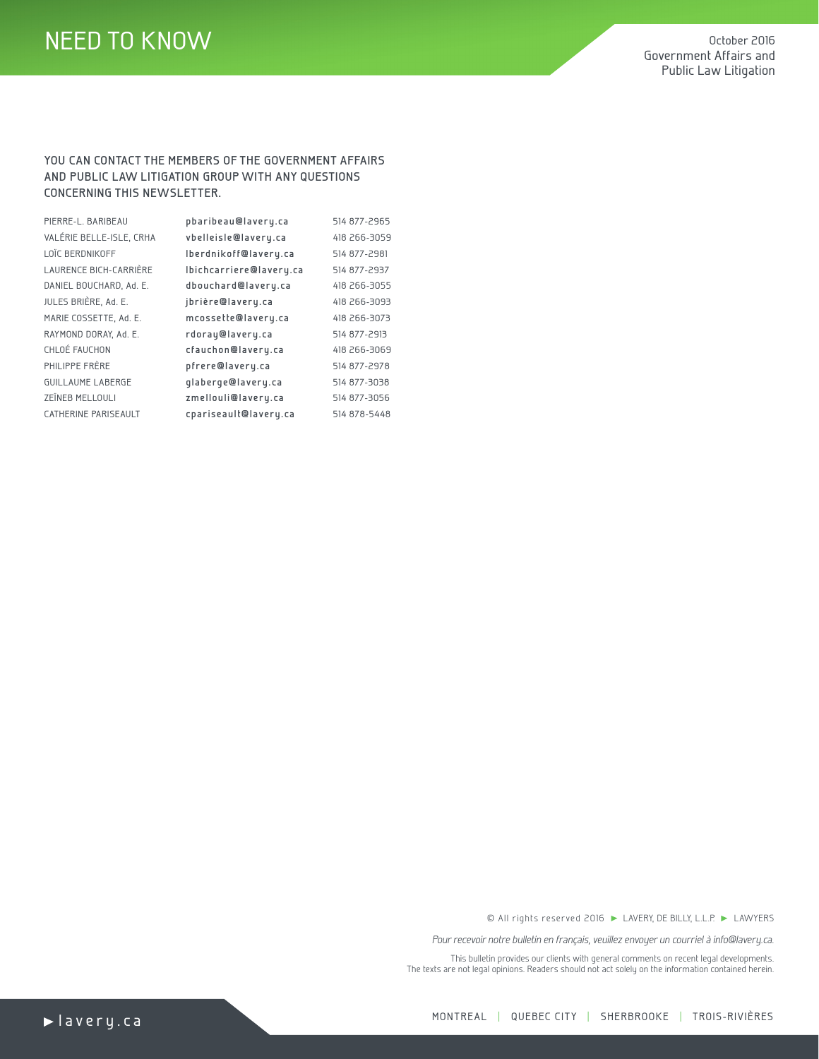YOU CAN CONTACT THE MEMBERS OF THE GOVERNMENT AFFAIRS AND PUBLIC LAW LITIGATION GROUP WITH ANY QUESTIONS CONCERNING THIS NEWSLETTER.

| | | |
|---|---|---|
| PIERRE-L. BARIBEAU | pbaribeau@lavery.ca | 514 877-2965 |
| VALÉRIE BELLE-ISLE, CRHA | vbelleisle@lavery.ca | 418 266-3059 |
| LOÏC BERDNIKOFF | lberdnikoff@lavery.ca | 514 877-2981 |
| LAURENCE BICH-CARRIÈRE | lbichcarriere@lavery.ca | 514 877-2937 |
| DANIEL BOUCHARD, Ad. E. | dbouchard@lavery.ca | 418 266-3055 |
| JULES BRIÈRE, Ad. E. | jbrière@lavery.ca | 418 266-3093 |
| MARIE COSSETTE, Ad. E. | mcossette@lavery.ca | 418 266-3073 |
| RAYMOND DORAY, Ad. E. | rdoray@lavery.ca | 514 877-2913 |
| CHLOÉ FAUCHON | cfauchon@lavery.ca | 418 266-3069 |
| PHILIPPE FRÈRE | pfrere@lavery.ca | 514 877-2978 |
| GUILLAUME LABERGE | glaberge@lavery.ca | 514 877-3038 |
| ZEÏNEB MELLOULI | zmellouli@lavery.ca | 514 877-3056 |
| CATHERINE PARISEAULT | cpariseault@lavery.ca | 514 878-5448 |

© All rights reserved 2016 ► LAVERY, DE BILLY, L.L.P. ► LAWYERS

*Pour recevoir notre bulletin en français, veuillez envoyer un courriel à info@lavery.ca.*

This bulletin provides our clients with general comments on recent legal developments. The texts are not legal opinions. Readers should not act solely on the information contained herein.

► lavery.ca

MONTREAL | QUEBEC CITY | SHERBROOKE | TROIS-RIVIÈRES